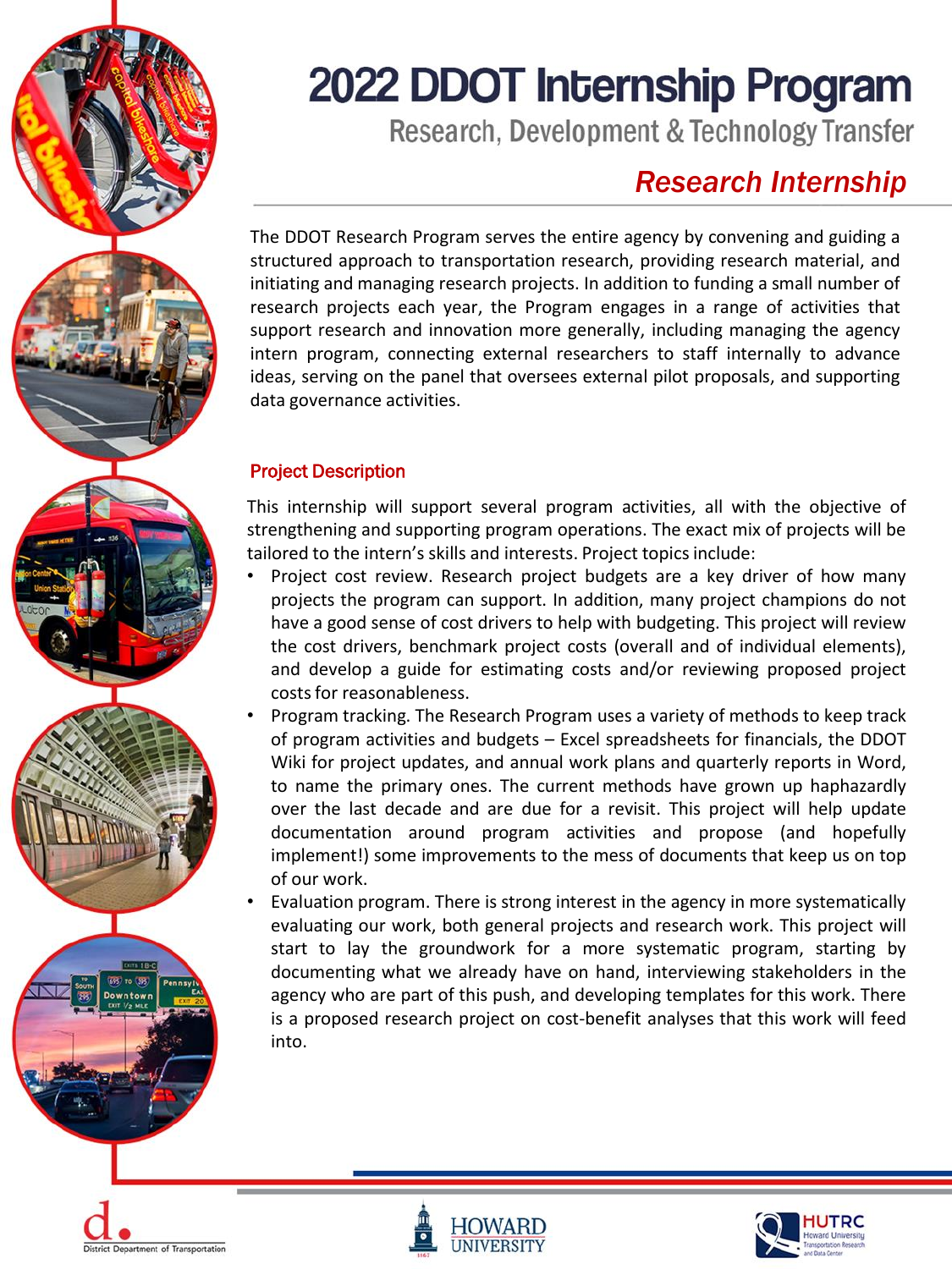# 2022 DDOT Internship Program

## Research, Development & Technology Transfer

### *Research Internship*

The DDOT Research Program serves the entire agency by convening and guiding a structured approach to transportation research, providing research material, and initiating and managing research projects. In addition to funding a small number of research projects each year, the Program engages in a range of activities that support research and innovation more generally, including managing the agency intern program, connecting external researchers to staff internally to advance ideas, serving on the panel that oversees external pilot proposals, and supporting data governance activities.

### Project Description

This internship will support several program activities, all with the objective of strengthening and supporting program operations. The exact mix of projects will be tailored to the intern's skills and interests. Project topics include:

- Project cost review. Research project budgets are a key driver of how many projects the program can support. In addition, many project champions do not have a good sense of cost drivers to help with budgeting. This project will review the cost drivers, benchmark project costs (overall and of individual elements), and develop a guide for estimating costs and/or reviewing proposed project costs for reasonableness.
- Program tracking. The Research Program uses a variety of methods to keep track of program activities and budgets – Excel spreadsheets for financials, the DDOT Wiki for project updates, and annual work plans and quarterly reports in Word, to name the primary ones. The current methods have grown up haphazardly over the last decade and are due for a revisit. This project will help update documentation around program activities and propose (and hopefully implement!) some improvements to the mess of documents that keep us on top of our work.
- Evaluation program. There is strong interest in the agency in more systematically evaluating our work, both general projects and research work. This project will start to lay the groundwork for a more systematic program, starting by documenting what we already have on hand, interviewing stakeholders in the agency who are part of this push, and developing templates for this work. There is a proposed research project on cost-benefit analyses that this work will feed into.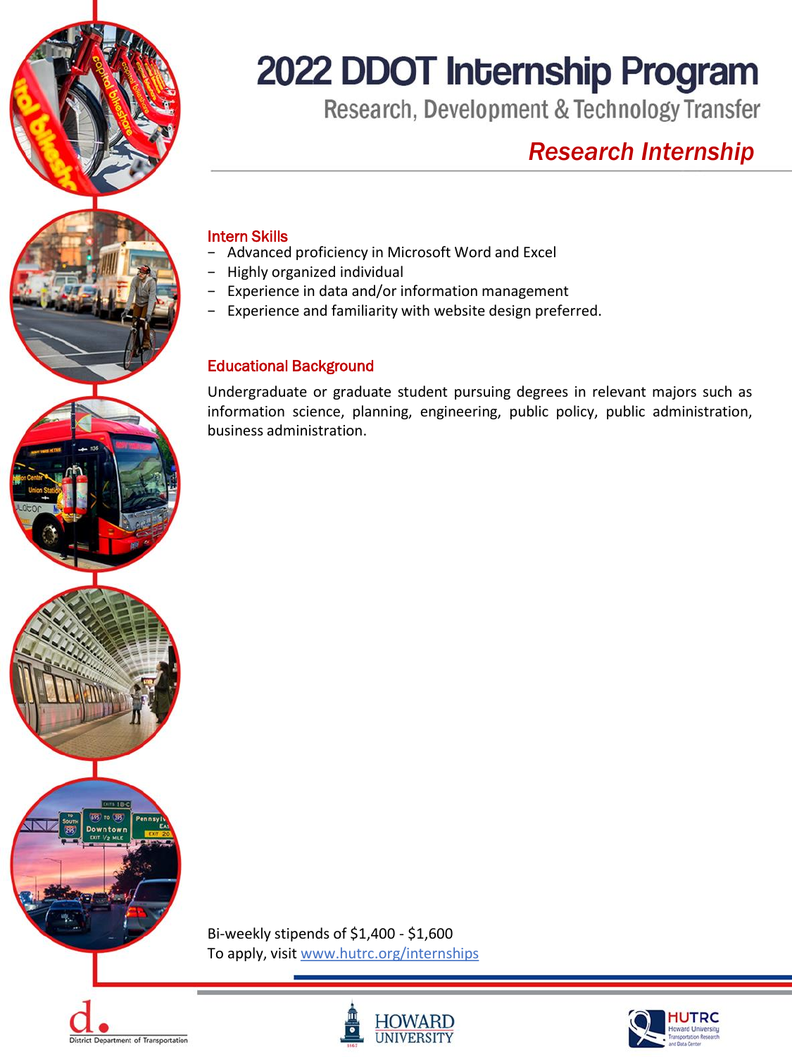# 2022 DDOT Internship Program

## Research, Development & Technology Transfer

## *Research Internship*

### Intern Skills

- Advanced proficiency in Microsoft Word and Excel
- Highly organized individual
- Experience in data and/or information management
- Experience and familiarity with website design preferred.

### Educational Background

Undergraduate or graduate student pursuing degrees in relevant majors such as information science, planning, engineering, public policy, public administration, business administration.

Bi-weekly stipends of $1,400 - $1,600
To apply, visit www.hutrc.org/internships